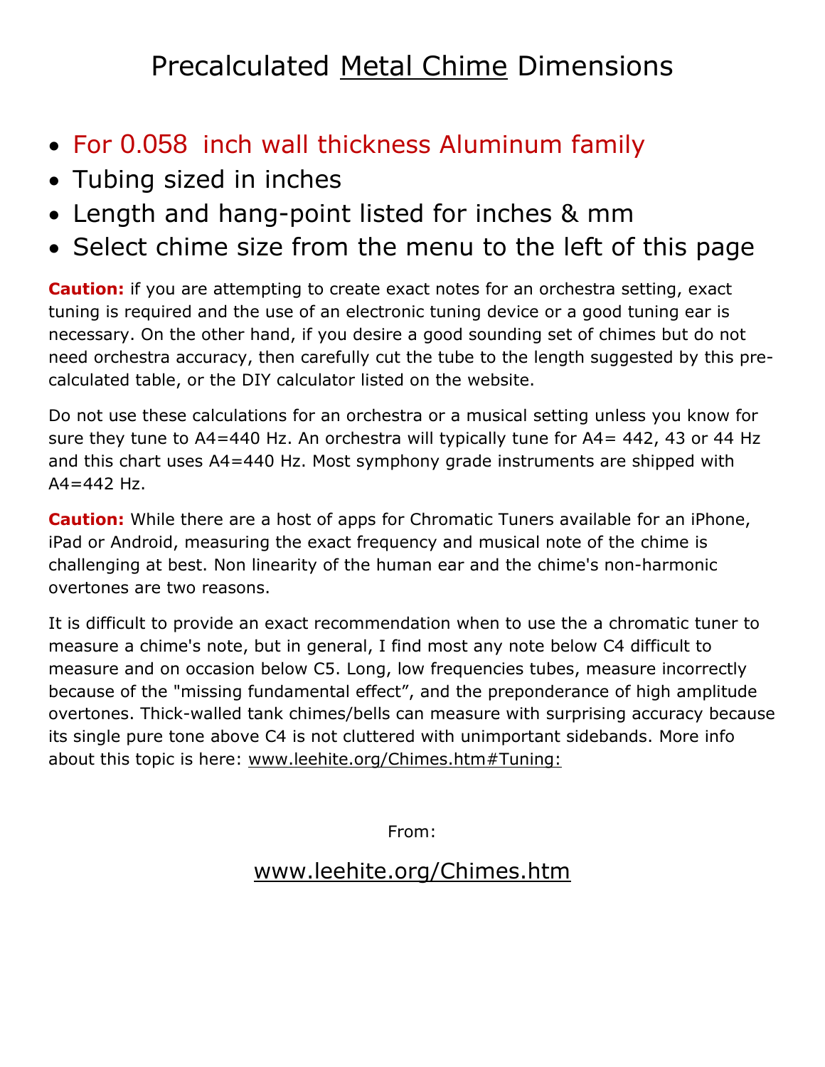# Precalculated Metal Chime Dimensions

- For 0.058 inch wall thickness Aluminum family
- Tubing sized in inches
- Length and hang-point listed for inches & mm
- Select chime size from the menu to the left of this page

**Caution:** if you are attempting to create exact notes for an orchestra setting, exact tuning is required and the use of an electronic tuning device or a good tuning ear is necessary. On the other hand, if you desire a good sounding set of chimes but do not need orchestra accuracy, then carefully cut the tube to the length suggested by this pre-calculated table, or the DIY calculator listed on the website.

Do not use these calculations for an orchestra or a musical setting unless you know for sure they tune to A4=440 Hz. An orchestra will typically tune for A4= 442, 43 or 44 Hz and this chart uses A4=440 Hz. Most symphony grade instruments are shipped with A4=442 Hz.

**Caution:** While there are a host of apps for Chromatic Tuners available for an iPhone, iPad or Android, measuring the exact frequency and musical note of the chime is challenging at best. Non linearity of the human ear and the chime's non-harmonic overtones are two reasons.

It is difficult to provide an exact recommendation when to use the a chromatic tuner to measure a chime's note, but in general, I find most any note below C4 difficult to measure and on occasion below C5. Long, low frequencies tubes, measure incorrectly because of the "missing fundamental effect", and the preponderance of high amplitude overtones. Thick-walled tank chimes/bells can measure with surprising accuracy because its single pure tone above C4 is not cluttered with unimportant sidebands. More info about this topic is here: www.leehite.org/Chimes.htm#Tuning:

From:

www.leehite.org/Chimes.htm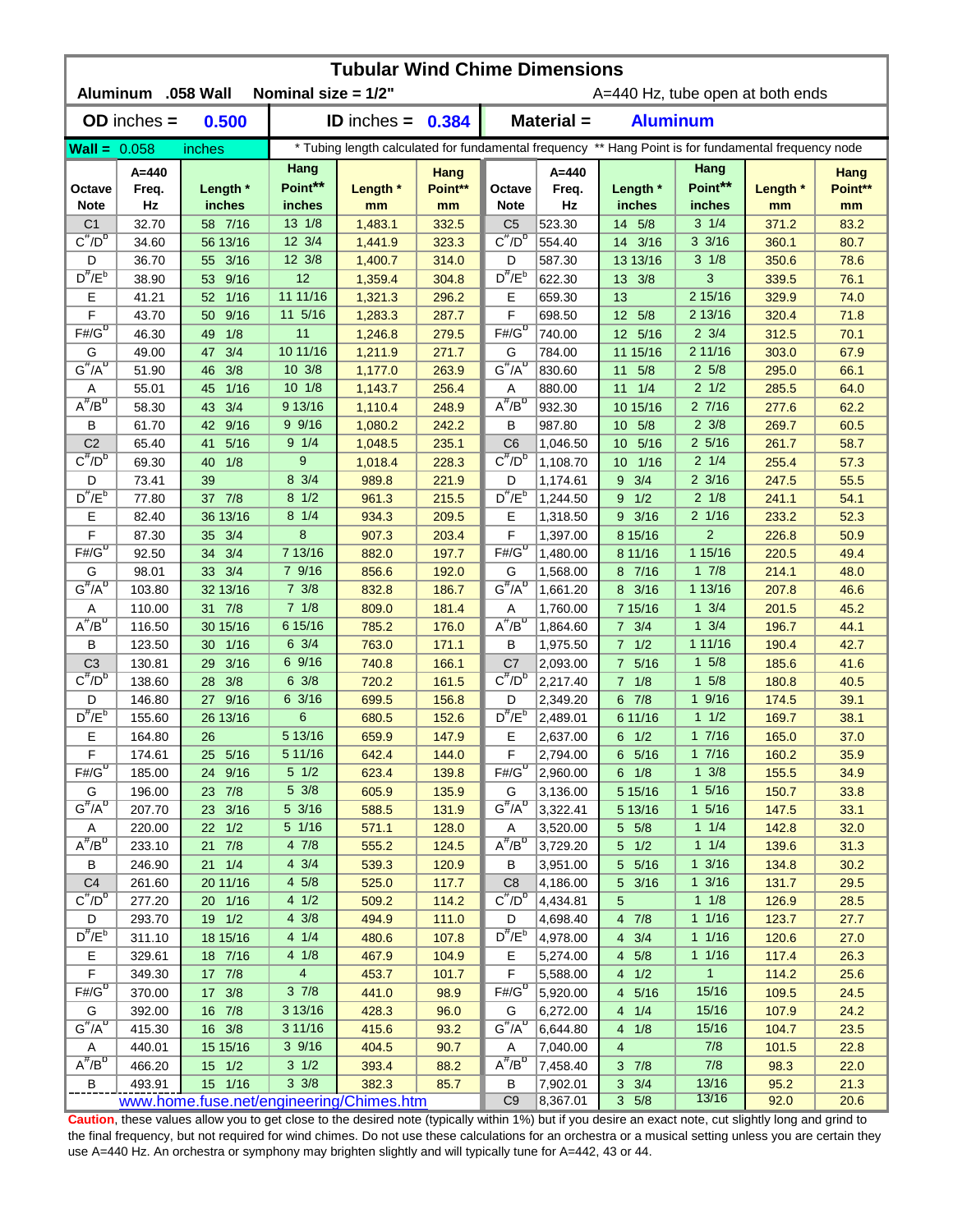# Tubular Wind Chime Dimensions

**Aluminum .058 Wall** **Nominal size = 1/2"** A=440 Hz, tube open at both ends

**OD inches = 0.500** **ID inches = 0.384** **Material = Aluminum**

**Wall =** 0.058 inches

\* Tubing length calculated for fundamental frequency ** Hang Point is for fundamental frequency node

| Octave Note | A=440 Freq. Hz | Length * inches | Hang Point** inches | Length * mm | Hang Point** mm | Octave Note | A=440 Freq. Hz | Length * inches | Hang Point** inches | Length * mm | Hang Point** mm |
|---|---|---|---|---|---|---|---|---|---|---|---|
| C1 | 32.70 | 58 7/16 | 13 1/8 | 1,483.1 | 332.5 | C5 | 523.30 | 14 5/8 | 3 1/4 | 371.2 | 83.2 |
| C#/Db | 34.60 | 56 13/16 | 12 3/4 | 1,441.9 | 323.3 | C#/Db | 554.40 | 14 3/16 | 3 3/16 | 360.1 | 80.7 |
| D | 36.70 | 55 3/16 | 12 3/8 | 1,400.7 | 314.0 | D | 587.30 | 13 13/16 | 3 1/8 | 350.6 | 78.6 |
| D#/Eb | 38.90 | 53 9/16 | 12 | 1,359.4 | 304.8 | D#/Eb | 622.30 | 13 3/8 | 3 | 339.5 | 76.1 |
| E | 41.21 | 52 1/16 | 11 11/16 | 1,321.3 | 296.2 | E | 659.30 | 13 | 2 15/16 | 329.9 | 74.0 |
| F | 43.70 | 50 9/16 | 11 5/16 | 1,283.3 | 287.7 | F | 698.50 | 12 5/8 | 2 13/16 | 320.4 | 71.8 |
| F#/Gb | 46.30 | 49 1/8 | 11 | 1,246.8 | 279.5 | F#/Gb | 740.00 | 12 5/16 | 2 3/4 | 312.5 | 70.1 |
| G | 49.00 | 47 3/4 | 10 11/16 | 1,211.9 | 271.7 | G | 784.00 | 11 15/16 | 2 11/16 | 303.0 | 67.9 |
| G#/Ab | 51.90 | 46 3/8 | 10 3/8 | 1,177.0 | 263.9 | G#/Ab | 830.60 | 11 5/8 | 2 5/8 | 295.0 | 66.1 |
| A | 55.01 | 45 1/16 | 10 1/8 | 1,143.7 | 256.4 | A | 880.00 | 11 1/4 | 2 1/2 | 285.5 | 64.0 |
| A#/Bb | 58.30 | 43 3/4 | 9 13/16 | 1,110.4 | 248.9 | A#/Bb | 932.30 | 10 15/16 | 2 7/16 | 277.6 | 62.2 |
| B | 61.70 | 42 9/16 | 9 9/16 | 1,080.2 | 242.2 | B | 987.80 | 10 5/8 | 2 3/8 | 269.7 | 60.5 |
| C2 | 65.40 | 41 5/16 | 9 1/4 | 1,048.5 | 235.1 | C6 | 1,046.50 | 10 5/16 | 2 5/16 | 261.7 | 58.7 |
| C#/Db | 69.30 | 40 1/8 | 9 | 1,018.4 | 228.3 | C#/Db | 1,108.70 | 10 1/16 | 2 1/4 | 255.4 | 57.3 |
| D | 73.41 | 39 | 8 3/4 | 989.8 | 221.9 | D | 1,174.61 | 9 3/4 | 2 3/16 | 247.5 | 55.5 |
| D#/Eb | 77.80 | 37 7/8 | 8 1/2 | 961.3 | 215.5 | D#/Eb | 1,244.50 | 9 1/2 | 2 1/8 | 241.1 | 54.1 |
| E | 82.40 | 36 13/16 | 8 1/4 | 934.3 | 209.5 | E | 1,318.50 | 9 3/16 | 2 1/16 | 233.2 | 52.3 |
| F | 87.30 | 35 3/4 | 8 | 907.3 | 203.4 | F | 1,397.00 | 8 15/16 | 2 | 226.8 | 50.9 |
| F#/Gb | 92.50 | 34 3/4 | 7 13/16 | 882.0 | 197.7 | F#/Gb | 1,480.00 | 8 11/16 | 1 15/16 | 220.5 | 49.4 |
| G | 98.01 | 33 3/4 | 7 9/16 | 856.6 | 192.0 | G | 1,568.00 | 8 7/16 | 1 7/8 | 214.1 | 48.0 |
| G#/Ab | 103.80 | 32 13/16 | 7 3/8 | 832.8 | 186.7 | G#/Ab | 1,661.20 | 8 3/16 | 1 13/16 | 207.8 | 46.6 |
| A | 110.00 | 31 7/8 | 7 1/8 | 809.0 | 181.4 | A | 1,760.00 | 7 15/16 | 1 3/4 | 201.5 | 45.2 |
| A#/Bb | 116.50 | 30 15/16 | 6 15/16 | 785.2 | 176.0 | A#/Bb | 1,864.60 | 7 3/4 | 1 3/4 | 196.7 | 44.1 |
| B | 123.50 | 30 1/16 | 6 3/4 | 763.0 | 171.1 | B | 1,975.50 | 7 1/2 | 1 11/16 | 190.4 | 42.7 |
| C3 | 130.81 | 29 3/16 | 6 9/16 | 740.8 | 166.1 | C7 | 2,093.00 | 7 5/16 | 1 5/8 | 185.6 | 41.6 |
| C#/Db | 138.60 | 28 3/8 | 6 3/8 | 720.2 | 161.5 | C#/Db | 2,217.40 | 7 1/8 | 1 5/8 | 180.8 | 40.5 |
| D | 146.80 | 27 9/16 | 6 3/16 | 699.5 | 156.8 | D | 2,349.20 | 6 7/8 | 1 9/16 | 174.5 | 39.1 |
| D#/Eb | 155.60 | 26 13/16 | 6 | 680.5 | 152.6 | D#/Eb | 2,489.01 | 6 11/16 | 1 1/2 | 169.7 | 38.1 |
| E | 164.80 | 26 | 5 13/16 | 659.9 | 147.9 | E | 2,637.00 | 6 1/2 | 1 7/16 | 165.0 | 37.0 |
| F | 174.61 | 25 5/16 | 5 11/16 | 642.4 | 144.0 | F | 2,794.00 | 6 5/16 | 1 7/16 | 160.2 | 35.9 |
| F#/Gb | 185.00 | 24 9/16 | 5 1/2 | 623.4 | 139.8 | F#/Gb | 2,960.00 | 6 1/8 | 1 3/8 | 155.5 | 34.9 |
| G | 196.00 | 23 7/8 | 5 3/8 | 605.9 | 135.9 | G | 3,136.00 | 5 15/16 | 1 5/16 | 150.7 | 33.8 |
| G#/Ab | 207.70 | 23 3/16 | 5 3/16 | 588.5 | 131.9 | G#/Ab | 3,322.41 | 5 13/16 | 1 5/16 | 147.5 | 33.1 |
| A | 220.00 | 22 1/2 | 5 1/16 | 571.1 | 128.0 | A | 3,520.00 | 5 5/8 | 1 1/4 | 142.8 | 32.0 |
| A#/Bb | 233.10 | 21 7/8 | 4 7/8 | 555.2 | 124.5 | A#/Bb | 3,729.20 | 5 1/2 | 1 1/4 | 139.6 | 31.3 |
| B | 246.90 | 21 1/4 | 4 3/4 | 539.3 | 120.9 | B | 3,951.00 | 5 5/16 | 1 3/16 | 134.8 | 30.2 |
| C4 | 261.60 | 20 11/16 | 4 5/8 | 525.0 | 117.7 | C8 | 4,186.00 | 5 3/16 | 1 3/16 | 131.7 | 29.5 |
| C#/Db | 277.20 | 20 1/16 | 4 1/2 | 509.2 | 114.2 | C#/Db | 4,434.81 | 5 | 1 1/8 | 126.9 | 28.5 |
| D | 293.70 | 19 1/2 | 4 3/8 | 494.9 | 111.0 | D | 4,698.40 | 4 7/8 | 1 1/16 | 123.7 | 27.7 |
| D#/Eb | 311.10 | 18 15/16 | 4 1/4 | 480.6 | 107.8 | D#/Eb | 4,978.00 | 4 3/4 | 1 1/16 | 120.6 | 27.0 |
| E | 329.61 | 18 7/16 | 4 1/8 | 467.9 | 104.9 | E | 5,274.00 | 4 5/8 | 1 1/16 | 117.4 | 26.3 |
| F | 349.30 | 17 7/8 | 4 | 453.7 | 101.7 | F | 5,588.00 | 4 1/2 | 1 | 114.2 | 25.6 |
| F#/Gb | 370.00 | 17 3/8 | 3 7/8 | 441.0 | 98.9 | F#/Gb | 5,920.00 | 4 5/16 | 15/16 | 109.5 | 24.5 |
| G | 392.00 | 16 7/8 | 3 13/16 | 428.3 | 96.0 | G | 6,272.00 | 4 1/4 | 15/16 | 107.9 | 24.2 |
| G#/Ab | 415.30 | 16 3/8 | 3 11/16 | 415.6 | 93.2 | G#/Ab | 6,644.80 | 4 1/8 | 15/16 | 104.7 | 23.5 |
| A | 440.01 | 15 15/16 | 3 9/16 | 404.5 | 90.7 | A | 7,040.00 | 4 | 7/8 | 101.5 | 22.8 |
| A#/Bb | 466.20 | 15 1/2 | 3 1/2 | 393.4 | 88.2 | A#/Bb | 7,458.40 | 3 7/8 | 7/8 | 98.3 | 22.0 |
| B | 493.91 | 15 1/16 | 3 3/8 | 382.3 | 85.7 | B | 7,902.01 | 3 3/4 | 13/16 | 95.2 | 21.3 |
| | | | | | | C9 | 8,367.01 | 3 5/8 | 13/16 | 92.0 | 20.6 |

www.home.fuse.net/engineering/Chimes.htm

**Caution**, these values allow you to get close to the desired note (typically within 1%) but if you desire an exact note, cut slightly long and grind to the final frequency, but not required for wind chimes. Do not use these calculations for an orchestra or a musical setting unless you are certain they use A=440 Hz. An orchestra or symphony may brighten slightly and will typically tune for A=442, 43 or 44.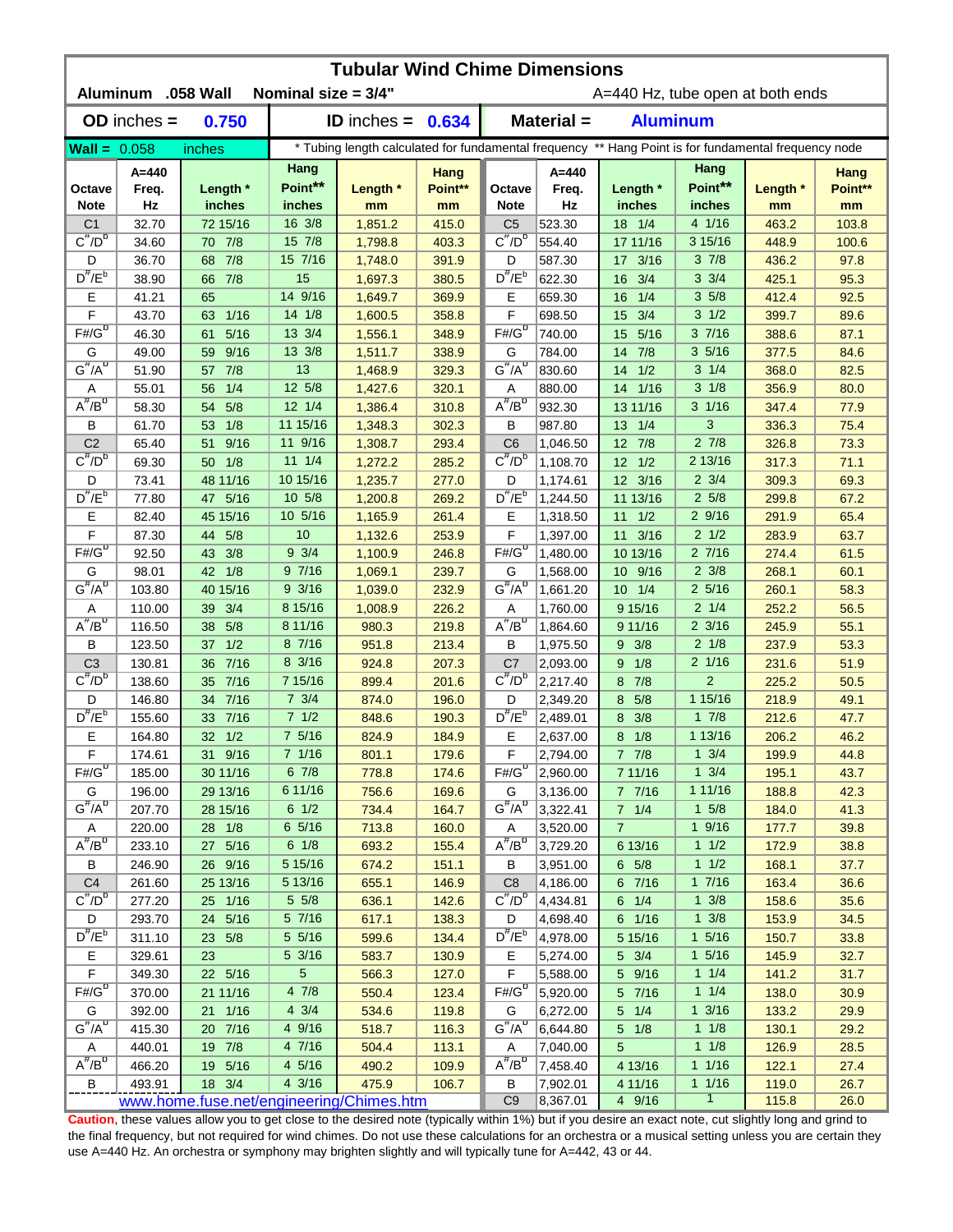# Tubular Wind Chime Dimensions

**Aluminum .058 Wall  Nominal size = 3/4"**  A=440 Hz, tube open at both ends

**OD inches =** 0.750  **ID inches =** 0.634  **Material =** Aluminum

**Wall =** 0.058 inches  * Tubing length calculated for fundamental frequency ** Hang Point is for fundamental frequency node

| Octave Note | A=440 Freq. Hz | Length * inches | Hang Point** inches | Length * mm | Hang Point** mm | Octave Note | A=440 Freq. Hz | Length * inches | Hang Point** inches | Length * mm | Hang Point** mm |
|---|---|---|---|---|---|---|---|---|---|---|---|
| C1 | 32.70 | 72 15/16 | 16 3/8 | 1,851.2 | 415.0 | C5 | 523.30 | 18 1/4 | 4 1/16 | 463.2 | 103.8 |
| C#/Db | 34.60 | 70 7/8 | 15 7/8 | 1,798.8 | 403.3 | C#/Db | 554.40 | 17 11/16 | 3 15/16 | 448.9 | 100.6 |
| D | 36.70 | 68 7/8 | 15 7/16 | 1,748.0 | 391.9 | D | 587.30 | 17 3/16 | 3 7/8 | 436.2 | 97.8 |
| D#/Eb | 38.90 | 66 7/8 | 15 | 1,697.3 | 380.5 | D#/Eb | 622.30 | 16 3/4 | 3 3/4 | 425.1 | 95.3 |
| E | 41.21 | 65 | 14 9/16 | 1,649.7 | 369.9 | E | 659.30 | 16 1/4 | 3 5/8 | 412.4 | 92.5 |
| F | 43.70 | 63 1/16 | 14 1/8 | 1,600.5 | 358.8 | F | 698.50 | 15 3/4 | 3 1/2 | 399.7 | 89.6 |
| F#/Gb | 46.30 | 61 5/16 | 13 3/4 | 1,556.1 | 348.9 | F#/Gb | 740.00 | 15 5/16 | 3 7/16 | 388.6 | 87.1 |
| G | 49.00 | 59 9/16 | 13 3/8 | 1,511.7 | 338.9 | G | 784.00 | 14 7/8 | 3 5/16 | 377.5 | 84.6 |
| G#/Ab | 51.90 | 57 7/8 | 13 | 1,468.9 | 329.3 | G#/Ab | 830.60 | 14 1/2 | 3 1/4 | 368.0 | 82.5 |
| A | 55.01 | 56 1/4 | 12 5/8 | 1,427.6 | 320.1 | A | 880.00 | 14 1/16 | 3 1/8 | 356.9 | 80.0 |
| A#/Bb | 58.30 | 54 5/8 | 12 1/4 | 1,386.4 | 310.8 | A#/Bb | 932.30 | 13 11/16 | 3 1/16 | 347.4 | 77.9 |
| B | 61.70 | 53 1/8 | 11 15/16 | 1,348.3 | 302.3 | B | 987.80 | 13 1/4 | 3 | 336.3 | 75.4 |
| C2 | 65.40 | 51 9/16 | 11 9/16 | 1,308.7 | 293.4 | C6 | 1,046.50 | 12 7/8 | 2 7/8 | 326.8 | 73.3 |
| C#/Db | 69.30 | 50 1/8 | 11 1/4 | 1,272.2 | 285.2 | C#/Db | 1,108.70 | 12 1/2 | 2 13/16 | 317.3 | 71.1 |
| D | 73.41 | 48 11/16 | 10 15/16 | 1,235.7 | 277.0 | D | 1,174.61 | 12 3/16 | 2 3/4 | 309.3 | 69.3 |
| D#/Eb | 77.80 | 47 5/16 | 10 5/8 | 1,200.8 | 269.2 | D#/Eb | 1,244.50 | 11 13/16 | 2 5/8 | 299.8 | 67.2 |
| E | 82.40 | 45 15/16 | 10 5/16 | 1,165.9 | 261.4 | E | 1,318.50 | 11 1/2 | 2 9/16 | 291.9 | 65.4 |
| F | 87.30 | 44 5/8 | 10 | 1,132.6 | 253.9 | F | 1,397.00 | 11 3/16 | 2 1/2 | 283.9 | 63.7 |
| F#/Gb | 92.50 | 43 3/8 | 9 3/4 | 1,100.9 | 246.8 | F#/Gb | 1,480.00 | 10 13/16 | 2 7/16 | 274.4 | 61.5 |
| G | 98.01 | 42 1/8 | 9 7/16 | 1,069.1 | 239.7 | G | 1,568.00 | 10 9/16 | 2 3/8 | 268.1 | 60.1 |
| G#/Ab | 103.80 | 40 15/16 | 9 3/16 | 1,039.0 | 232.9 | G#/Ab | 1,661.20 | 10 1/4 | 2 5/16 | 260.1 | 58.3 |
| A | 110.00 | 39 3/4 | 8 15/16 | 1,008.9 | 226.2 | A | 1,760.00 | 9 15/16 | 2 1/4 | 252.2 | 56.5 |
| A#/Bb | 116.50 | 38 5/8 | 8 11/16 | 980.3 | 219.8 | A#/Bb | 1,864.60 | 9 11/16 | 2 3/16 | 245.9 | 55.1 |
| B | 123.50 | 37 1/2 | 8 7/16 | 951.8 | 213.4 | B | 1,975.50 | 9 3/8 | 2 1/8 | 237.9 | 53.3 |
| C3 | 130.81 | 36 7/16 | 8 3/16 | 924.8 | 207.3 | C7 | 2,093.00 | 9 1/8 | 2 1/16 | 231.6 | 51.9 |
| C#/Db | 138.60 | 35 7/16 | 7 15/16 | 899.4 | 201.6 | C#/Db | 2,217.40 | 8 7/8 | 2 | 225.2 | 50.5 |
| D | 146.80 | 34 7/16 | 7 3/4 | 874.0 | 196.0 | D | 2,349.20 | 8 5/8 | 1 15/16 | 218.9 | 49.1 |
| D#/Eb | 155.60 | 33 7/16 | 7 1/2 | 848.6 | 190.3 | D#/Eb | 2,489.01 | 8 3/8 | 1 7/8 | 212.6 | 47.7 |
| E | 164.80 | 32 1/2 | 7 5/16 | 824.9 | 184.9 | E | 2,637.00 | 8 1/8 | 1 13/16 | 206.2 | 46.2 |
| F | 174.61 | 31 9/16 | 7 1/16 | 801.1 | 179.6 | F | 2,794.00 | 7 7/8 | 1 3/4 | 199.9 | 44.8 |
| F#/Gb | 185.00 | 30 11/16 | 6 7/8 | 778.8 | 174.6 | F#/Gb | 2,960.00 | 7 11/16 | 1 3/4 | 195.1 | 43.7 |
| G | 196.00 | 29 13/16 | 6 11/16 | 756.6 | 169.6 | G | 3,136.00 | 7 7/16 | 1 11/16 | 188.8 | 42.3 |
| G#/Ab | 207.70 | 28 15/16 | 6 1/2 | 734.4 | 164.7 | G#/Ab | 3,322.41 | 7 1/4 | 1 5/8 | 184.0 | 41.3 |
| A | 220.00 | 28 1/8 | 6 5/16 | 713.8 | 160.0 | A | 3,520.00 | 7 | 1 9/16 | 177.7 | 39.8 |
| A#/Bb | 233.10 | 27 5/16 | 6 1/8 | 693.2 | 155.4 | A#/Bb | 3,729.20 | 6 13/16 | 1 1/2 | 172.9 | 38.8 |
| B | 246.90 | 26 9/16 | 5 15/16 | 674.2 | 151.1 | B | 3,951.00 | 6 5/8 | 1 1/2 | 168.1 | 37.7 |
| C4 | 261.60 | 25 13/16 | 5 13/16 | 655.1 | 146.9 | C8 | 4,186.00 | 6 7/16 | 1 7/16 | 163.4 | 36.6 |
| C#/Db | 277.20 | 25 1/16 | 5 5/8 | 636.1 | 142.6 | C#/Db | 4,434.81 | 6 1/4 | 1 3/8 | 158.6 | 35.6 |
| D | 293.70 | 24 5/16 | 5 7/16 | 617.1 | 138.3 | D | 4,698.40 | 6 1/16 | 1 3/8 | 153.9 | 34.5 |
| D#/Eb | 311.10 | 23 5/8 | 5 5/16 | 599.6 | 134.4 | D#/Eb | 4,978.00 | 5 15/16 | 1 5/16 | 150.7 | 33.8 |
| E | 329.61 | 23 | 5 3/16 | 583.7 | 130.9 | E | 5,274.00 | 5 3/4 | 1 5/16 | 145.9 | 32.7 |
| F | 349.30 | 22 5/16 | 5 | 566.3 | 127.0 | F | 5,588.00 | 5 9/16 | 1 1/4 | 141.2 | 31.7 |
| F#/Gb | 370.00 | 21 11/16 | 4 7/8 | 550.4 | 123.4 | F#/Gb | 5,920.00 | 5 7/16 | 1 1/4 | 138.0 | 30.9 |
| G | 392.00 | 21 1/16 | 4 3/4 | 534.6 | 119.8 | G | 6,272.00 | 5 1/4 | 1 3/16 | 133.2 | 29.9 |
| G#/Ab | 415.30 | 20 7/16 | 4 9/16 | 518.7 | 116.3 | G#/Ab | 6,644.80 | 5 1/8 | 1 1/8 | 130.1 | 29.2 |
| A | 440.01 | 19 7/8 | 4 7/16 | 504.4 | 113.1 | A | 7,040.00 | 5 | 1 1/8 | 126.9 | 28.5 |
| A#/Bb | 466.20 | 19 5/16 | 4 5/16 | 490.2 | 109.9 | A#/Bb | 7,458.40 | 4 13/16 | 1 1/16 | 122.1 | 27.4 |
| B | 493.91 | 18 3/4 | 4 3/16 | 475.9 | 106.7 | B | 7,902.01 | 4 11/16 | 1 1/16 | 119.0 | 26.7 |
| | | | | | | C9 | 8,367.01 | 4 9/16 | 1 | 115.8 | 26.0 |

www.home.fuse.net/engineering/Chimes.htm

**Caution**, these values allow you to get close to the desired note (typically within 1%) but if you desire an exact note, cut slightly long and grind to the final frequency, but not required for wind chimes. Do not use these calculations for an orchestra or a musical setting unless you are certain they use A=440 Hz. An orchestra or symphony may brighten slightly and will typically tune for A=442, 43 or 44.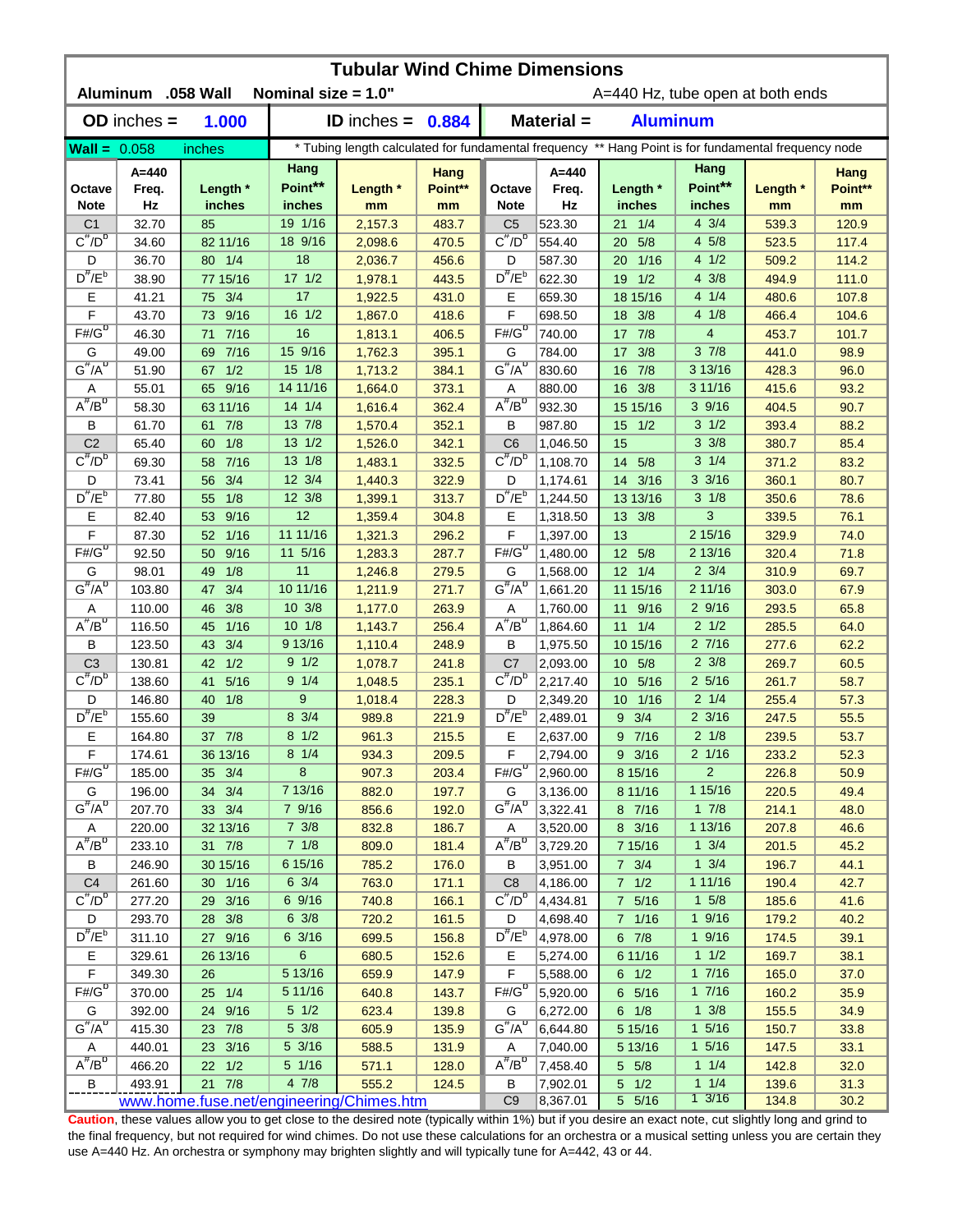# Tubular Wind Chime Dimensions

**Aluminum .058 Wall** **Nominal size = 1.0"** A=440 Hz, tube open at both ends

| **OD** inches = | **1.000** | **ID** inches = | **0.884** | **Material =** | **Aluminum** |
|---|---|---|---|---|---|

**Wall =** 0.058 inches — * Tubing length calculated for fundamental frequency ** Hang Point is for fundamental frequency node

| Octave Note | A=440 Freq. Hz | Length * inches | Hang Point** inches | Length * mm | Hang Point** mm | Octave Note | A=440 Freq. Hz | Length * inches | Hang Point** inches | Length * mm | Hang Point** mm |
|---|---|---|---|---|---|---|---|---|---|---|---|
| C1 | 32.70 | 85 | 19 1/16 | 2,157.3 | 483.7 | C5 | 523.30 | 21 1/4 | 4 3/4 | 539.3 | 120.9 |
| $C^\#/D^b$ | 34.60 | 82 11/16 | 18 9/16 | 2,098.6 | 470.5 | $C^\#/D^b$ | 554.40 | 20 5/8 | 4 5/8 | 523.5 | 117.4 |
| D | 36.70 | 80 1/4 | 18 | 2,036.7 | 456.6 | D | 587.30 | 20 1/16 | 4 1/2 | 509.2 | 114.2 |
| $D^\#/E^b$ | 38.90 | 77 15/16 | 17 1/2 | 1,978.1 | 443.5 | $D^\#/E^b$ | 622.30 | 19 1/2 | 4 3/8 | 494.9 | 111.0 |
| E | 41.21 | 75 3/4 | 17 | 1,922.5 | 431.0 | E | 659.30 | 18 15/16 | 4 1/4 | 480.6 | 107.8 |
| F | 43.70 | 73 9/16 | 16 1/2 | 1,867.0 | 418.6 | F | 698.50 | 18 3/8 | 4 1/8 | 466.4 | 104.6 |
| $F\#/G^b$ | 46.30 | 71 7/16 | 16 | 1,813.1 | 406.5 | $F\#/G^b$ | 740.00 | 17 7/8 | 4 | 453.7 | 101.7 |
| G | 49.00 | 69 7/16 | 15 9/16 | 1,762.3 | 395.1 | G | 784.00 | 17 3/8 | 3 7/8 | 441.0 | 98.9 |
| $G^\#/A^b$ | 51.90 | 67 1/2 | 15 1/8 | 1,713.2 | 384.1 | $G^\#/A^b$ | 830.60 | 16 7/8 | 3 13/16 | 428.3 | 96.0 |
| A | 55.01 | 65 9/16 | 14 11/16 | 1,664.0 | 373.1 | A | 880.00 | 16 3/8 | 3 11/16 | 415.6 | 93.2 |
| $A^\#/B^b$ | 58.30 | 63 11/16 | 14 1/4 | 1,616.4 | 362.4 | $A^\#/B^b$ | 932.30 | 15 15/16 | 3 9/16 | 404.5 | 90.7 |
| B | 61.70 | 61 7/8 | 13 7/8 | 1,570.4 | 352.1 | B | 987.80 | 15 1/2 | 3 1/2 | 393.4 | 88.2 |
| C2 | 65.40 | 60 1/8 | 13 1/2 | 1,526.0 | 342.1 | C6 | 1,046.50 | 15 | 3 3/8 | 380.7 | 85.4 |
| $C^\#/D^b$ | 69.30 | 58 7/16 | 13 1/8 | 1,483.1 | 332.5 | $C^\#/D^b$ | 1,108.70 | 14 5/8 | 3 1/4 | 371.2 | 83.2 |
| D | 73.41 | 56 3/4 | 12 3/4 | 1,440.3 | 322.9 | D | 1,174.61 | 14 3/16 | 3 3/16 | 360.1 | 80.7 |
| $D^\#/E^b$ | 77.80 | 55 1/8 | 12 3/8 | 1,399.1 | 313.7 | $D^\#/E^b$ | 1,244.50 | 13 13/16 | 3 1/8 | 350.6 | 78.6 |
| E | 82.40 | 53 9/16 | 12 | 1,359.4 | 304.8 | E | 1,318.50 | 13 3/8 | 3 | 339.5 | 76.1 |
| F | 87.30 | 52 1/16 | 11 11/16 | 1,321.3 | 296.2 | F | 1,397.00 | 13 | 2 15/16 | 329.9 | 74.0 |
| $F\#/G^b$ | 92.50 | 50 9/16 | 11 5/16 | 1,283.3 | 287.7 | $F\#/G^b$ | 1,480.00 | 12 5/8 | 2 13/16 | 320.4 | 71.8 |
| G | 98.01 | 49 1/8 | 11 | 1,246.8 | 279.5 | G | 1,568.00 | 12 1/4 | 2 3/4 | 310.9 | 69.7 |
| $G^\#/A^b$ | 103.80 | 47 3/4 | 10 11/16 | 1,211.9 | 271.7 | $G^\#/A^b$ | 1,661.20 | 11 15/16 | 2 11/16 | 303.0 | 67.9 |
| A | 110.00 | 46 3/8 | 10 3/8 | 1,177.0 | 263.9 | A | 1,760.00 | 11 9/16 | 2 9/16 | 293.5 | 65.8 |
| $A^\#/B^b$ | 116.50 | 45 1/16 | 10 1/8 | 1,143.7 | 256.4 | $A^\#/B^b$ | 1,864.60 | 11 1/4 | 2 1/2 | 285.5 | 64.0 |
| B | 123.50 | 43 3/4 | 9 13/16 | 1,110.4 | 248.9 | B | 1,975.50 | 10 15/16 | 2 7/16 | 277.6 | 62.2 |
| C3 | 130.81 | 42 1/2 | 9 1/2 | 1,078.7 | 241.8 | C7 | 2,093.00 | 10 5/8 | 2 3/8 | 269.7 | 60.5 |
| $C^\#/D^b$ | 138.60 | 41 5/16 | 9 1/4 | 1,048.5 | 235.1 | $C^\#/D^b$ | 2,217.40 | 10 5/16 | 2 5/16 | 261.7 | 58.7 |
| D | 146.80 | 40 1/8 | 9 | 1,018.4 | 228.3 | D | 2,349.20 | 10 1/16 | 2 1/4 | 255.4 | 57.3 |
| $D^\#/E^b$ | 155.60 | 39 | 8 3/4 | 989.8 | 221.9 | $D^\#/E^b$ | 2,489.01 | 9 3/4 | 2 3/16 | 247.5 | 55.5 |
| E | 164.80 | 37 7/8 | 8 1/2 | 961.3 | 215.5 | E | 2,637.00 | 9 7/16 | 2 1/8 | 239.5 | 53.7 |
| F | 174.61 | 36 13/16 | 8 1/4 | 934.3 | 209.5 | F | 2,794.00 | 9 3/16 | 2 1/16 | 233.2 | 52.3 |
| $F\#/G^b$ | 185.00 | 35 3/4 | 8 | 907.3 | 203.4 | $F\#/G^b$ | 2,960.00 | 8 15/16 | 2 | 226.8 | 50.9 |
| G | 196.00 | 34 3/4 | 7 13/16 | 882.0 | 197.7 | G | 3,136.00 | 8 11/16 | 1 15/16 | 220.5 | 49.4 |
| $G^\#/A^b$ | 207.70 | 33 3/4 | 7 9/16 | 856.6 | 192.0 | $G^\#/A^b$ | 3,322.41 | 8 7/16 | 1 7/8 | 214.1 | 48.0 |
| A | 220.00 | 32 13/16 | 7 3/8 | 832.8 | 186.7 | A | 3,520.00 | 8 3/16 | 1 13/16 | 207.8 | 46.6 |
| $A^\#/B^b$ | 233.10 | 31 7/8 | 7 1/8 | 809.0 | 181.4 | $A^\#/B^b$ | 3,729.20 | 7 15/16 | 1 3/4 | 201.5 | 45.2 |
| B | 246.90 | 30 15/16 | 6 15/16 | 785.2 | 176.0 | B | 3,951.00 | 7 3/4 | 1 3/4 | 196.7 | 44.1 |
| C4 | 261.60 | 30 1/16 | 6 3/4 | 763.0 | 171.1 | C8 | 4,186.00 | 7 1/2 | 1 11/16 | 190.4 | 42.7 |
| $C^\#/D^b$ | 277.20 | 29 3/16 | 6 9/16 | 740.8 | 166.1 | $C^\#/D^b$ | 4,434.81 | 7 5/16 | 1 5/8 | 185.6 | 41.6 |
| D | 293.70 | 28 3/8 | 6 3/8 | 720.2 | 161.5 | D | 4,698.40 | 7 1/16 | 1 9/16 | 179.2 | 40.2 |
| $D^\#/E^b$ | 311.10 | 27 9/16 | 6 3/16 | 699.5 | 156.8 | $D^\#/E^b$ | 4,978.00 | 6 7/8 | 1 9/16 | 174.5 | 39.1 |
| E | 329.61 | 26 13/16 | 6 | 680.5 | 152.6 | E | 5,274.00 | 6 11/16 | 1 1/2 | 169.7 | 38.1 |
| F | 349.30 | 26 | 5 13/16 | 659.9 | 147.9 | F | 5,588.00 | 6 1/2 | 1 7/16 | 165.0 | 37.0 |
| $F\#/G^b$ | 370.00 | 25 1/4 | 5 11/16 | 640.8 | 143.7 | $F\#/G^b$ | 5,920.00 | 6 5/16 | 1 7/16 | 160.2 | 35.9 |
| G | 392.00 | 24 9/16 | 5 1/2 | 623.4 | 139.8 | G | 6,272.00 | 6 1/8 | 1 3/8 | 155.5 | 34.9 |
| $G^\#/A^b$ | 415.30 | 23 7/8 | 5 3/8 | 605.9 | 135.9 | $G^\#/A^b$ | 6,644.80 | 5 15/16 | 1 5/16 | 150.7 | 33.8 |
| A | 440.01 | 23 3/16 | 5 3/16 | 588.5 | 131.9 | A | 7,040.00 | 5 13/16 | 1 5/16 | 147.5 | 33.1 |
| $A^\#/B^b$ | 466.20 | 22 1/2 | 5 1/16 | 571.1 | 128.0 | $A^\#/B^b$ | 7,458.40 | 5 5/8 | 1 1/4 | 142.8 | 32.0 |
| B | 493.91 | 21 7/8 | 4 7/8 | 555.2 | 124.5 | B | 7,902.01 | 5 1/2 | 1 1/4 | 139.6 | 31.3 |
| | | | | | | C9 | 8,367.01 | 5 5/16 | 1 3/16 | 134.8 | 30.2 |

www.home.fuse.net/engineering/Chimes.htm

**Caution**, these values allow you to get close to the desired note (typically within 1%) but if you desire an exact note, cut slightly long and grind to the final frequency, but not required for wind chimes. Do not use these calculations for an orchestra or a musical setting unless you are certain they use A=440 Hz. An orchestra or symphony may brighten slightly and will typically tune for A=442, 43 or 44.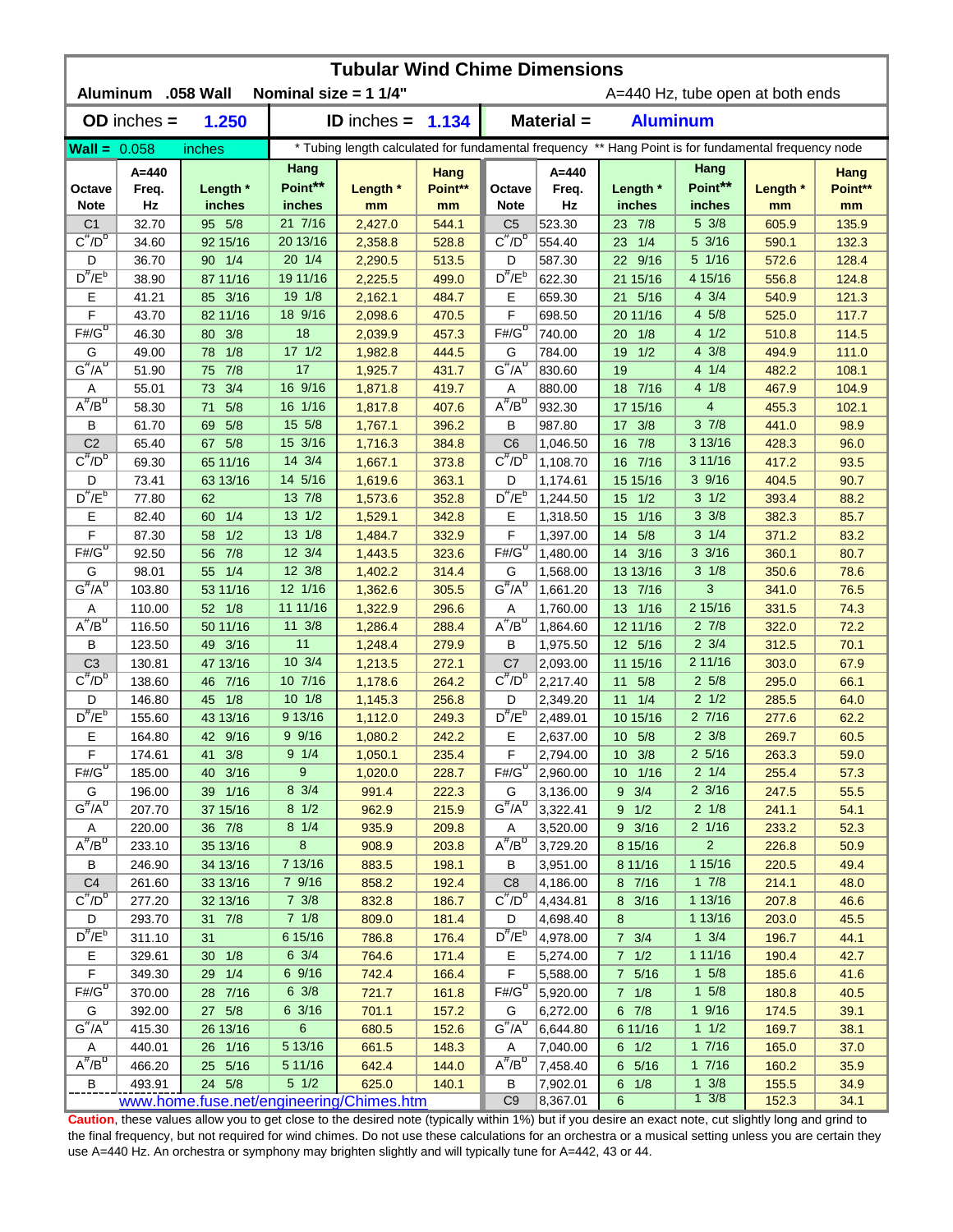# Tubular Wind Chime Dimensions

**Aluminum .058 Wall** **Nominal size = 1 1/4"** A=440 Hz, tube open at both ends

**OD inches = 1.250** **ID inches = 1.134** **Material = Aluminum**

**Wall =** 0.058 inches

* Tubing length calculated for fundamental frequency ** Hang Point is for fundamental frequency node

| Octave Note | A=440 Freq. Hz | Length * inches | Hang Point** inches | Length * mm | Hang Point** mm | Octave Note | A=440 Freq. Hz | Length * inches | Hang Point** inches | Length * mm | Hang Point** mm |
|---|---|---|---|---|---|---|---|---|---|---|---|
| C1 | 32.70 | 95 5/8 | 21 7/16 | 2,427.0 | 544.1 | C5 | 523.30 | 23 7/8 | 5 3/8 | 605.9 | 135.9 |
| C#/Db | 34.60 | 92 15/16 | 20 13/16 | 2,358.8 | 528.8 | C#/Db | 554.40 | 23 1/4 | 5 3/16 | 590.1 | 132.3 |
| D | 36.70 | 90 1/4 | 20 1/4 | 2,290.5 | 513.5 | D | 587.30 | 22 9/16 | 5 1/16 | 572.6 | 128.4 |
| D#/Eb | 38.90 | 87 11/16 | 19 11/16 | 2,225.5 | 499.0 | D#/Eb | 622.30 | 21 15/16 | 4 15/16 | 556.8 | 124.8 |
| E | 41.21 | 85 3/16 | 19 1/8 | 2,162.1 | 484.7 | E | 659.30 | 21 5/16 | 4 3/4 | 540.9 | 121.3 |
| F | 43.70 | 82 11/16 | 18 9/16 | 2,098.6 | 470.5 | F | 698.50 | 20 11/16 | 4 5/8 | 525.0 | 117.7 |
| F#/Gb | 46.30 | 80 3/8 | 18 | 2,039.9 | 457.3 | F#/Gb | 740.00 | 20 1/8 | 4 1/2 | 510.8 | 114.5 |
| G | 49.00 | 78 1/8 | 17 1/2 | 1,982.8 | 444.5 | G | 784.00 | 19 1/2 | 4 3/8 | 494.9 | 111.0 |
| G#/Ab | 51.90 | 75 7/8 | 17 | 1,925.7 | 431.7 | G#/Ab | 830.60 | 19 | 4 1/4 | 482.2 | 108.1 |
| A | 55.01 | 73 3/4 | 16 9/16 | 1,871.8 | 419.7 | A | 880.00 | 18 7/16 | 4 1/8 | 467.9 | 104.9 |
| A#/Bb | 58.30 | 71 5/8 | 16 1/16 | 1,817.8 | 407.6 | A#/Bb | 932.30 | 17 15/16 | 4 | 455.3 | 102.1 |
| B | 61.70 | 69 5/8 | 15 5/8 | 1,767.1 | 396.2 | B | 987.80 | 17 3/8 | 3 7/8 | 441.0 | 98.9 |
| C2 | 65.40 | 67 5/8 | 15 3/16 | 1,716.3 | 384.8 | C6 | 1,046.50 | 16 7/8 | 3 13/16 | 428.3 | 96.0 |
| C#/Db | 69.30 | 65 11/16 | 14 3/4 | 1,667.1 | 373.8 | C#/Db | 1,108.70 | 16 7/16 | 3 11/16 | 417.2 | 93.5 |
| D | 73.41 | 63 13/16 | 14 5/16 | 1,619.6 | 363.1 | D | 1,174.61 | 15 15/16 | 3 9/16 | 404.5 | 90.7 |
| D#/Eb | 77.80 | 62 | 13 7/8 | 1,573.6 | 352.8 | D#/Eb | 1,244.50 | 15 1/2 | 3 1/2 | 393.4 | 88.2 |
| E | 82.40 | 60 1/4 | 13 1/2 | 1,529.1 | 342.8 | E | 1,318.50 | 15 1/16 | 3 3/8 | 382.3 | 85.7 |
| F | 87.30 | 58 1/2 | 13 1/8 | 1,484.7 | 332.9 | F | 1,397.00 | 14 5/8 | 3 1/4 | 371.2 | 83.2 |
| F#/Gb | 92.50 | 56 7/8 | 12 3/4 | 1,443.5 | 323.6 | F#/Gb | 1,480.00 | 14 3/16 | 3 3/16 | 360.1 | 80.7 |
| G | 98.01 | 55 1/4 | 12 3/8 | 1,402.2 | 314.4 | G | 1,568.00 | 13 13/16 | 3 1/8 | 350.6 | 78.6 |
| G#/Ab | 103.80 | 53 11/16 | 12 1/16 | 1,362.6 | 305.5 | G#/Ab | 1,661.20 | 13 7/16 | 3 | 341.0 | 76.5 |
| A | 110.00 | 52 1/8 | 11 11/16 | 1,322.9 | 296.6 | A | 1,760.00 | 13 1/16 | 2 15/16 | 331.5 | 74.3 |
| A#/Bb | 116.50 | 50 11/16 | 11 3/8 | 1,286.4 | 288.4 | A#/Bb | 1,864.60 | 12 11/16 | 2 7/8 | 322.0 | 72.2 |
| B | 123.50 | 49 3/16 | 11 | 1,248.4 | 279.9 | B | 1,975.50 | 12 5/16 | 2 3/4 | 312.5 | 70.1 |
| C3 | 130.81 | 47 13/16 | 10 3/4 | 1,213.5 | 272.1 | C7 | 2,093.00 | 11 15/16 | 2 11/16 | 303.0 | 67.9 |
| C#/Db | 138.60 | 46 7/16 | 10 7/16 | 1,178.6 | 264.2 | C#/Db | 2,217.40 | 11 5/8 | 2 5/8 | 295.0 | 66.1 |
| D | 146.80 | 45 1/8 | 10 1/8 | 1,145.3 | 256.8 | D | 2,349.20 | 11 1/4 | 2 1/2 | 285.5 | 64.0 |
| D#/Eb | 155.60 | 43 13/16 | 9 13/16 | 1,112.0 | 249.3 | D#/Eb | 2,489.01 | 10 15/16 | 2 7/16 | 277.6 | 62.2 |
| E | 164.80 | 42 9/16 | 9 9/16 | 1,080.2 | 242.2 | E | 2,637.00 | 10 5/8 | 2 3/8 | 269.7 | 60.5 |
| F | 174.61 | 41 3/8 | 9 1/4 | 1,050.1 | 235.4 | F | 2,794.00 | 10 3/8 | 2 5/16 | 263.3 | 59.0 |
| F#/Gb | 185.00 | 40 3/16 | 9 | 1,020.0 | 228.7 | F#/Gb | 2,960.00 | 10 1/16 | 2 1/4 | 255.4 | 57.3 |
| G | 196.00 | 39 1/16 | 8 3/4 | 991.4 | 222.3 | G | 3,136.00 | 9 3/4 | 2 3/16 | 247.5 | 55.5 |
| G#/Ab | 207.70 | 37 15/16 | 8 1/2 | 962.9 | 215.9 | G#/Ab | 3,322.41 | 9 1/2 | 2 1/8 | 241.1 | 54.1 |
| A | 220.00 | 36 7/8 | 8 1/4 | 935.9 | 209.8 | A | 3,520.00 | 9 3/16 | 2 1/16 | 233.2 | 52.3 |
| A#/Bb | 233.10 | 35 13/16 | 8 | 908.9 | 203.8 | A#/Bb | 3,729.20 | 8 15/16 | 2 | 226.8 | 50.9 |
| B | 246.90 | 34 13/16 | 7 13/16 | 883.5 | 198.1 | B | 3,951.00 | 8 11/16 | 1 15/16 | 220.5 | 49.4 |
| C4 | 261.60 | 33 13/16 | 7 9/16 | 858.2 | 192.4 | C8 | 4,186.00 | 8 7/16 | 1 7/8 | 214.1 | 48.0 |
| C#/Db | 277.20 | 32 13/16 | 7 3/8 | 832.8 | 186.7 | C#/Db | 4,434.81 | 8 3/16 | 1 13/16 | 207.8 | 46.6 |
| D | 293.70 | 31 7/8 | 7 1/8 | 809.0 | 181.4 | D | 4,698.40 | 8 | 1 13/16 | 203.0 | 45.5 |
| D#/Eb | 311.10 | 31 | 6 15/16 | 786.8 | 176.4 | D#/Eb | 4,978.00 | 7 3/4 | 1 3/4 | 196.7 | 44.1 |
| E | 329.61 | 30 1/8 | 6 3/4 | 764.6 | 171.4 | E | 5,274.00 | 7 1/2 | 1 11/16 | 190.4 | 42.7 |
| F | 349.30 | 29 1/4 | 6 9/16 | 742.4 | 166.4 | F | 5,588.00 | 7 5/16 | 1 5/8 | 185.6 | 41.6 |
| F#/Gb | 370.00 | 28 7/16 | 6 3/8 | 721.7 | 161.8 | F#/Gb | 5,920.00 | 7 1/8 | 1 5/8 | 180.8 | 40.5 |
| G | 392.00 | 27 5/8 | 6 3/16 | 701.1 | 157.2 | G | 6,272.00 | 6 7/8 | 1 9/16 | 174.5 | 39.1 |
| G#/Ab | 415.30 | 26 13/16 | 6 | 680.5 | 152.6 | G#/Ab | 6,644.80 | 6 11/16 | 1 1/2 | 169.7 | 38.1 |
| A | 440.01 | 26 1/16 | 5 13/16 | 661.5 | 148.3 | A | 7,040.00 | 6 1/2 | 1 7/16 | 165.0 | 37.0 |
| A#/Bb | 466.20 | 25 5/16 | 5 11/16 | 642.4 | 144.0 | A#/Bb | 7,458.40 | 6 5/16 | 1 7/16 | 160.2 | 35.9 |
| B | 493.91 | 24 5/8 | 5 1/2 | 625.0 | 140.1 | B | 7,902.01 | 6 1/8 | 1 3/8 | 155.5 | 34.9 |
| | | | | | | C9 | 8,367.01 | 6 | 1 3/8 | 152.3 | 34.1 |

www.home.fuse.net/engineering/Chimes.htm

**Caution**, these values allow you to get close to the desired note (typically within 1%) but if you desire an exact note, cut slightly long and grind to the final frequency, but not required for wind chimes. Do not use these calculations for an orchestra or a musical setting unless you are certain they use A=440 Hz. An orchestra or symphony may brighten slightly and will typically tune for A=442, 43 or 44.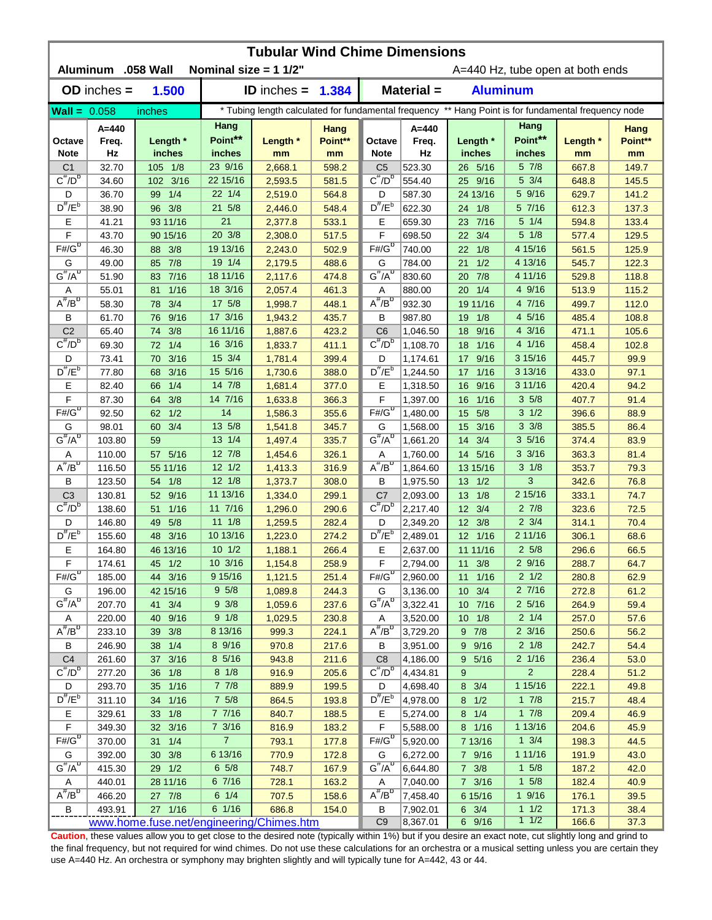# Tubular Wind Chime Dimensions

**Aluminum .058 Wall** **Nominal size = 1 1/2"** A=440 Hz, tube open at both ends

| **OD** inches = | **1.500** | **ID** inches = | **1.384** | **Material =** | **Aluminum** |
|---|---|---|---|---|---|

**Wall =** 0.058 inches — * Tubing length calculated for fundamental frequency ** Hang Point is for fundamental frequency node

| Octave Note | A=440 Freq. Hz | Length * inches | Hang Point** inches | Length * mm | Hang Point** mm | Octave Note | A=440 Freq. Hz | Length * inches | Hang Point** inches | Length * mm | Hang Point** mm |
|---|---|---|---|---|---|---|---|---|---|---|---|
| C1 | 32.70 | 105 1/8 | 23 9/16 | 2,668.1 | 598.2 | C5 | 523.30 | 26 5/16 | 5 7/8 | 667.8 | 149.7 |
| C#/Db | 34.60 | 102 3/16 | 22 15/16 | 2,593.5 | 581.5 | C#/Db | 554.40 | 25 9/16 | 5 3/4 | 648.8 | 145.5 |
| D | 36.70 | 99 1/4 | 22 1/4 | 2,519.0 | 564.8 | D | 587.30 | 24 13/16 | 5 9/16 | 629.7 | 141.2 |
| D#/Eb | 38.90 | 96 3/8 | 21 5/8 | 2,446.0 | 548.4 | D#/Eb | 622.30 | 24 1/8 | 5 7/16 | 612.3 | 137.3 |
| E | 41.21 | 93 11/16 | 21 | 2,377.8 | 533.1 | E | 659.30 | 23 7/16 | 5 1/4 | 594.8 | 133.4 |
| F | 43.70 | 90 15/16 | 20 3/8 | 2,308.0 | 517.5 | F | 698.50 | 22 3/4 | 5 1/8 | 577.4 | 129.5 |
| F#/Gb | 46.30 | 88 3/8 | 19 13/16 | 2,243.0 | 502.9 | F#/Gb | 740.00 | 22 1/8 | 4 15/16 | 561.5 | 125.9 |
| G | 49.00 | 85 7/8 | 19 1/4 | 2,179.5 | 488.6 | G | 784.00 | 21 1/2 | 4 13/16 | 545.7 | 122.3 |
| G#/Ab | 51.90 | 83 7/16 | 18 11/16 | 2,117.6 | 474.8 | G#/Ab | 830.60 | 20 7/8 | 4 11/16 | 529.8 | 118.8 |
| A | 55.01 | 81 1/16 | 18 3/16 | 2,057.4 | 461.3 | A | 880.00 | 20 1/4 | 4 9/16 | 513.9 | 115.2 |
| A#/Bb | 58.30 | 78 3/4 | 17 5/8 | 1,998.7 | 448.1 | A#/Bb | 932.30 | 19 11/16 | 4 7/16 | 499.7 | 112.0 |
| B | 61.70 | 76 9/16 | 17 3/16 | 1,943.2 | 435.7 | B | 987.80 | 19 1/8 | 4 5/16 | 485.4 | 108.8 |
| C2 | 65.40 | 74 3/8 | 16 11/16 | 1,887.6 | 423.2 | C6 | 1,046.50 | 18 9/16 | 4 3/16 | 471.1 | 105.6 |
| C#/Db | 69.30 | 72 1/4 | 16 3/16 | 1,833.7 | 411.1 | C#/Db | 1,108.70 | 18 1/16 | 4 1/16 | 458.4 | 102.8 |
| D | 73.41 | 70 3/16 | 15 3/4 | 1,781.4 | 399.4 | D | 1,174.61 | 17 9/16 | 3 15/16 | 445.7 | 99.9 |
| D#/Eb | 77.80 | 68 3/16 | 15 5/16 | 1,730.6 | 388.0 | D#/Eb | 1,244.50 | 17 1/16 | 3 13/16 | 433.0 | 97.1 |
| E | 82.40 | 66 1/4 | 14 7/8 | 1,681.4 | 377.0 | E | 1,318.50 | 16 9/16 | 3 11/16 | 420.4 | 94.2 |
| F | 87.30 | 64 3/8 | 14 7/16 | 1,633.8 | 366.3 | F | 1,397.00 | 16 1/16 | 3 5/8 | 407.7 | 91.4 |
| F#/Gb | 92.50 | 62 1/2 | 14 | 1,586.3 | 355.6 | F#/Gb | 1,480.00 | 15 5/8 | 3 1/2 | 396.6 | 88.9 |
| G | 98.01 | 60 3/4 | 13 5/8 | 1,541.8 | 345.7 | G | 1,568.00 | 15 3/16 | 3 3/8 | 385.5 | 86.4 |
| G#/Ab | 103.80 | 59 | 13 1/4 | 1,497.4 | 335.7 | G#/Ab | 1,661.20 | 14 3/4 | 3 5/16 | 374.4 | 83.9 |
| A | 110.00 | 57 5/16 | 12 7/8 | 1,454.6 | 326.1 | A | 1,760.00 | 14 5/16 | 3 3/16 | 363.3 | 81.4 |
| A#/Bb | 116.50 | 55 11/16 | 12 1/2 | 1,413.3 | 316.9 | A#/Bb | 1,864.60 | 13 15/16 | 3 1/8 | 353.7 | 79.3 |
| B | 123.50 | 54 1/8 | 12 1/8 | 1,373.7 | 308.0 | B | 1,975.50 | 13 1/2 | 3 | 342.6 | 76.8 |
| C3 | 130.81 | 52 9/16 | 11 13/16 | 1,334.0 | 299.1 | C7 | 2,093.00 | 13 1/8 | 2 15/16 | 333.1 | 74.7 |
| C#/Db | 138.60 | 51 1/16 | 11 7/16 | 1,296.0 | 290.6 | C#/Db | 2,217.40 | 12 3/4 | 2 7/8 | 323.6 | 72.5 |
| D | 146.80 | 49 5/8 | 11 1/8 | 1,259.5 | 282.4 | D | 2,349.20 | 12 3/8 | 2 3/4 | 314.1 | 70.4 |
| D#/Eb | 155.60 | 48 3/16 | 10 13/16 | 1,223.0 | 274.2 | D#/Eb | 2,489.01 | 12 1/16 | 2 11/16 | 306.1 | 68.6 |
| E | 164.80 | 46 13/16 | 10 1/2 | 1,188.1 | 266.4 | E | 2,637.00 | 11 11/16 | 2 5/8 | 296.6 | 66.5 |
| F | 174.61 | 45 1/2 | 10 3/16 | 1,154.8 | 258.9 | F | 2,794.00 | 11 3/8 | 2 9/16 | 288.7 | 64.7 |
| F#/Gb | 185.00 | 44 3/16 | 9 15/16 | 1,121.5 | 251.4 | F#/Gb | 2,960.00 | 11 1/16 | 2 1/2 | 280.8 | 62.9 |
| G | 196.00 | 42 15/16 | 9 5/8 | 1,089.8 | 244.3 | G | 3,136.00 | 10 3/4 | 2 7/16 | 272.8 | 61.2 |
| G#/Ab | 207.70 | 41 3/4 | 9 3/8 | 1,059.6 | 237.6 | G#/Ab | 3,322.41 | 10 7/16 | 2 5/16 | 264.9 | 59.4 |
| A | 220.00 | 40 9/16 | 9 1/8 | 1,029.5 | 230.8 | A | 3,520.00 | 10 1/8 | 2 1/4 | 257.0 | 57.6 |
| A#/Bb | 233.10 | 39 3/8 | 8 13/16 | 999.3 | 224.1 | A#/Bb | 3,729.20 | 9 7/8 | 2 3/16 | 250.6 | 56.2 |
| B | 246.90 | 38 1/4 | 8 9/16 | 970.8 | 217.6 | B | 3,951.00 | 9 9/16 | 2 1/8 | 242.7 | 54.4 |
| C4 | 261.60 | 37 3/16 | 8 5/16 | 943.8 | 211.6 | C8 | 4,186.00 | 9 5/16 | 2 1/16 | 236.4 | 53.0 |
| C#/Db | 277.20 | 36 1/8 | 8 1/8 | 916.9 | 205.6 | C#/Db | 4,434.81 | 9 | 2 | 228.4 | 51.2 |
| D | 293.70 | 35 1/16 | 7 7/8 | 889.9 | 199.5 | D | 4,698.40 | 8 3/4 | 1 15/16 | 222.1 | 49.8 |
| D#/Eb | 311.10 | 34 1/16 | 7 5/8 | 864.5 | 193.8 | D#/Eb | 4,978.00 | 8 1/2 | 1 7/8 | 215.7 | 48.4 |
| E | 329.61 | 33 1/8 | 7 7/16 | 840.7 | 188.5 | E | 5,274.00 | 8 1/4 | 1 7/8 | 209.4 | 46.9 |
| F | 349.30 | 32 3/16 | 7 3/16 | 816.9 | 183.2 | F | 5,588.00 | 8 1/16 | 1 13/16 | 204.6 | 45.9 |
| F#/Gb | 370.00 | 31 1/4 | 7 | 793.1 | 177.8 | F#/Gb | 5,920.00 | 7 13/16 | 1 3/4 | 198.3 | 44.5 |
| G | 392.00 | 30 3/8 | 6 13/16 | 770.9 | 172.8 | G | 6,272.00 | 7 9/16 | 1 11/16 | 191.9 | 43.0 |
| G#/Ab | 415.30 | 29 1/2 | 6 5/8 | 748.7 | 167.9 | G#/Ab | 6,644.80 | 7 3/8 | 1 5/8 | 187.2 | 42.0 |
| A | 440.01 | 28 11/16 | 6 7/16 | 728.1 | 163.2 | A | 7,040.00 | 7 3/16 | 1 5/8 | 182.4 | 40.9 |
| A#/Bb | 466.20 | 27 7/8 | 6 1/4 | 707.5 | 158.6 | A#/Bb | 7,458.40 | 6 15/16 | 1 9/16 | 176.1 | 39.5 |
| B | 493.91 | 27 1/16 | 6 1/16 | 686.8 | 154.0 | B | 7,902.01 | 6 3/4 | 1 1/2 | 171.3 | 38.4 |
| | | | | | | C9 | 8,367.01 | 6 9/16 | 1 1/2 | 166.6 | 37.3 |

www.home.fuse.net/engineering/Chimes.htm

**Caution**, these values allow you to get close to the desired note (typically within 1%) but if you desire an exact note, cut slightly long and grind to the final frequency, but not required for wind chimes. Do not use these calculations for an orchestra or a musical setting unless you are certain they use A=440 Hz. An orchestra or symphony may brighten slightly and will typically tune for A=442, 43 or 44.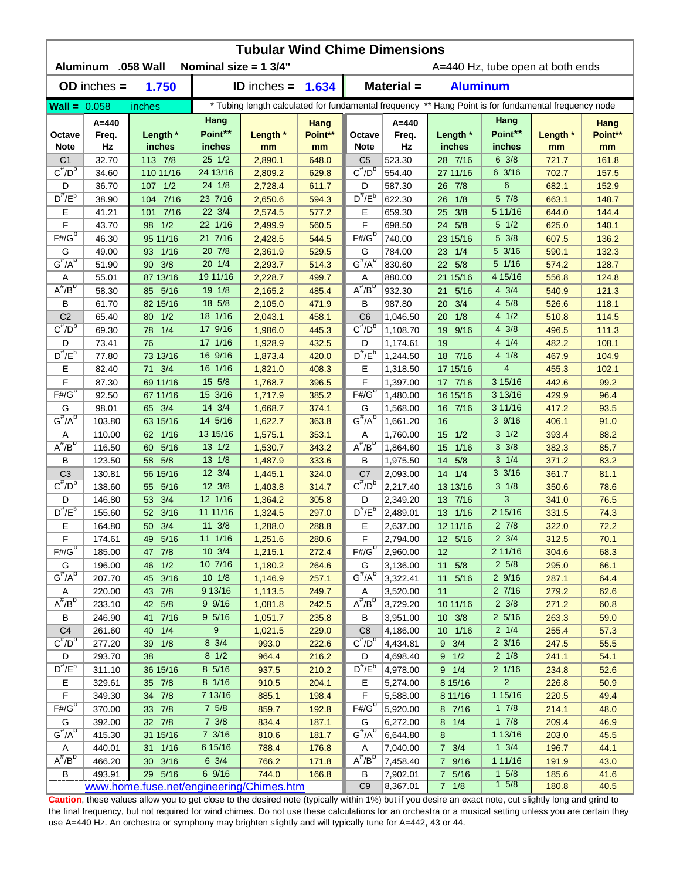# Tubular Wind Chime Dimensions

**Aluminum .058 Wall** **Nominal size = 1 3/4"** A=440 Hz, tube open at both ends

**OD inches = 1.750** **ID inches = 1.634** **Material = Aluminum**

**Wall =** 0.058 inches * Tubing length calculated for fundamental frequency ** Hang Point is for fundamental frequency node

| Octave Note | A=440 Freq. Hz | Length * inches | Hang Point** inches | Length * mm | Hang Point** mm | Octave Note | A=440 Freq. Hz | Length * inches | Hang Point** inches | Length * mm | Hang Point** mm |
|---|---|---|---|---|---|---|---|---|---|---|---|
| C1 | 32.70 | 113 7/8 | 25 1/2 | 2,890.1 | 648.0 | C5 | 523.30 | 28 7/16 | 6 3/8 | 721.7 | 161.8 |
| $C^{\#}/D^{b}$ | 34.60 | 110 11/16 | 24 13/16 | 2,809.2 | 629.8 | $C^{\#}/D^{b}$ | 554.40 | 27 11/16 | 6 3/16 | 702.7 | 157.5 |
| D | 36.70 | 107 1/2 | 24 1/8 | 2,728.4 | 611.7 | D | 587.30 | 26 7/8 | 6 | 682.1 | 152.9 |
| $D^{\#}/E^{b}$ | 38.90 | 104 7/16 | 23 7/16 | 2,650.6 | 594.3 | $D^{\#}/E^{b}$ | 622.30 | 26 1/8 | 5 7/8 | 663.1 | 148.7 |
| E | 41.21 | 101 7/16 | 22 3/4 | 2,574.5 | 577.2 | E | 659.30 | 25 3/8 | 5 11/16 | 644.0 | 144.4 |
| F | 43.70 | 98 1/2 | 22 1/16 | 2,499.9 | 560.5 | F | 698.50 | 24 5/8 | 5 1/2 | 625.0 | 140.1 |
| F#/$G^{b}$ | 46.30 | 95 11/16 | 21 7/16 | 2,428.5 | 544.5 | F#/$G^{b}$ | 740.00 | 23 15/16 | 5 3/8 | 607.5 | 136.2 |
| G | 49.00 | 93 1/16 | 20 7/8 | 2,361.9 | 529.5 | G | 784.00 | 23 1/4 | 5 3/16 | 590.1 | 132.3 |
| $G^{\#}/A^{b}$ | 51.90 | 90 3/8 | 20 1/4 | 2,293.7 | 514.3 | $G^{\#}/A^{b}$ | 830.60 | 22 5/8 | 5 1/16 | 574.2 | 128.7 |
| A | 55.01 | 87 13/16 | 19 11/16 | 2,228.7 | 499.7 | A | 880.00 | 21 15/16 | 4 15/16 | 556.8 | 124.8 |
| $A^{\#}/B^{b}$ | 58.30 | 85 5/16 | 19 1/8 | 2,165.2 | 485.4 | $A^{\#}/B^{b}$ | 932.30 | 21 5/16 | 4 3/4 | 540.9 | 121.3 |
| B | 61.70 | 82 15/16 | 18 5/8 | 2,105.0 | 471.9 | B | 987.80 | 20 3/4 | 4 5/8 | 526.6 | 118.1 |
| C2 | 65.40 | 80 1/2 | 18 1/16 | 2,043.1 | 458.1 | C6 | 1,046.50 | 20 1/8 | 4 1/2 | 510.8 | 114.5 |
| $C^{\#}/D^{b}$ | 69.30 | 78 1/4 | 17 9/16 | 1,986.0 | 445.3 | $C^{\#}/D^{b}$ | 1,108.70 | 19 9/16 | 4 3/8 | 496.5 | 111.3 |
| D | 73.41 | 76 | 17 1/16 | 1,928.9 | 432.5 | D | 1,174.61 | 19 | 4 1/4 | 482.2 | 108.1 |
| $D^{\#}/E^{b}$ | 77.80 | 73 13/16 | 16 9/16 | 1,873.4 | 420.0 | $D^{\#}/E^{b}$ | 1,244.50 | 18 7/16 | 4 1/8 | 467.9 | 104.9 |
| E | 82.40 | 71 3/4 | 16 1/16 | 1,821.0 | 408.3 | E | 1,318.50 | 17 15/16 | 4 | 455.3 | 102.1 |
| F | 87.30 | 69 11/16 | 15 5/8 | 1,768.7 | 396.5 | F | 1,397.00 | 17 7/16 | 3 15/16 | 442.6 | 99.2 |
| F#/$G^{b}$ | 92.50 | 67 11/16 | 15 3/16 | 1,717.9 | 385.2 | F#/$G^{b}$ | 1,480.00 | 16 15/16 | 3 13/16 | 429.9 | 96.4 |
| G | 98.01 | 65 3/4 | 14 3/4 | 1,668.7 | 374.1 | G | 1,568.00 | 16 7/16 | 3 11/16 | 417.2 | 93.5 |
| $G^{\#}/A^{b}$ | 103.80 | 63 15/16 | 14 5/16 | 1,622.7 | 363.8 | $G^{\#}/A^{b}$ | 1,661.20 | 16 | 3 9/16 | 406.1 | 91.0 |
| A | 110.00 | 62 1/16 | 13 15/16 | 1,575.1 | 353.1 | A | 1,760.00 | 15 1/2 | 3 1/2 | 393.4 | 88.2 |
| $A^{\#}/B^{b}$ | 116.50 | 60 5/16 | 13 1/2 | 1,530.7 | 343.2 | $A^{\#}/B^{b}$ | 1,864.60 | 15 1/16 | 3 3/8 | 382.3 | 85.7 |
| B | 123.50 | 58 5/8 | 13 1/8 | 1,487.9 | 333.6 | B | 1,975.50 | 14 5/8 | 3 1/4 | 371.2 | 83.2 |
| C3 | 130.81 | 56 15/16 | 12 3/4 | 1,445.1 | 324.0 | C7 | 2,093.00 | 14 1/4 | 3 3/16 | 361.7 | 81.1 |
| $C^{\#}/D^{b}$ | 138.60 | 55 5/16 | 12 3/8 | 1,403.8 | 314.7 | $C^{\#}/D^{b}$ | 2,217.40 | 13 13/16 | 3 1/8 | 350.6 | 78.6 |
| D | 146.80 | 53 3/4 | 12 1/16 | 1,364.2 | 305.8 | D | 2,349.20 | 13 7/16 | 3 | 341.0 | 76.5 |
| $D^{\#}/E^{b}$ | 155.60 | 52 3/16 | 11 11/16 | 1,324.5 | 297.0 | $D^{\#}/E^{b}$ | 2,489.01 | 13 1/16 | 2 15/16 | 331.5 | 74.3 |
| E | 164.80 | 50 3/4 | 11 3/8 | 1,288.0 | 288.8 | E | 2,637.00 | 12 11/16 | 2 7/8 | 322.0 | 72.2 |
| F | 174.61 | 49 5/16 | 11 1/16 | 1,251.6 | 280.6 | F | 2,794.00 | 12 5/16 | 2 3/4 | 312.5 | 70.1 |
| F#/$G^{b}$ | 185.00 | 47 7/8 | 10 3/4 | 1,215.1 | 272.4 | F#/$G^{b}$ | 2,960.00 | 12 | 2 11/16 | 304.6 | 68.3 |
| G | 196.00 | 46 1/2 | 10 7/16 | 1,180.2 | 264.6 | G | 3,136.00 | 11 5/8 | 2 5/8 | 295.0 | 66.1 |
| $G^{\#}/A^{b}$ | 207.70 | 45 3/16 | 10 1/8 | 1,146.9 | 257.1 | $G^{\#}/A^{b}$ | 3,322.41 | 11 5/16 | 2 9/16 | 287.1 | 64.4 |
| A | 220.00 | 43 7/8 | 9 13/16 | 1,113.5 | 249.7 | A | 3,520.00 | 11 | 2 7/16 | 279.2 | 62.6 |
| $A^{\#}/B^{b}$ | 233.10 | 42 5/8 | 9 9/16 | 1,081.8 | 242.5 | $A^{\#}/B^{b}$ | 3,729.20 | 10 11/16 | 2 3/8 | 271.2 | 60.8 |
| B | 246.90 | 41 7/16 | 9 5/16 | 1,051.7 | 235.8 | B | 3,951.00 | 10 3/8 | 2 5/16 | 263.3 | 59.0 |
| C4 | 261.60 | 40 1/4 | 9 | 1,021.5 | 229.0 | C8 | 4,186.00 | 10 1/16 | 2 1/4 | 255.4 | 57.3 |
| $C^{\#}/D^{b}$ | 277.20 | 39 1/8 | 8 3/4 | 993.0 | 222.6 | $C^{\#}/D^{b}$ | 4,434.81 | 9 3/4 | 2 3/16 | 247.5 | 55.5 |
| D | 293.70 | 38 | 8 1/2 | 964.4 | 216.2 | D | 4,698.40 | 9 1/2 | 2 1/8 | 241.1 | 54.1 |
| $D^{\#}/E^{b}$ | 311.10 | 36 15/16 | 8 5/16 | 937.5 | 210.2 | $D^{\#}/E^{b}$ | 4,978.00 | 9 1/4 | 2 1/16 | 234.8 | 52.6 |
| E | 329.61 | 35 7/8 | 8 1/16 | 910.5 | 204.1 | E | 5,274.00 | 8 15/16 | 2 | 226.8 | 50.9 |
| F | 349.30 | 34 7/8 | 7 13/16 | 885.1 | 198.4 | F | 5,588.00 | 8 11/16 | 1 15/16 | 220.5 | 49.4 |
| F#/$G^{b}$ | 370.00 | 33 7/8 | 7 5/8 | 859.7 | 192.8 | F#/$G^{b}$ | 5,920.00 | 8 7/16 | 1 7/8 | 214.1 | 48.0 |
| G | 392.00 | 32 7/8 | 7 3/8 | 834.4 | 187.1 | G | 6,272.00 | 8 1/4 | 1 7/8 | 209.4 | 46.9 |
| $G^{\#}/A^{b}$ | 415.30 | 31 15/16 | 7 3/16 | 810.6 | 181.7 | $G^{\#}/A^{b}$ | 6,644.80 | 8 | 1 13/16 | 203.0 | 45.5 |
| A | 440.01 | 31 1/16 | 6 15/16 | 788.4 | 176.8 | A | 7,040.00 | 7 3/4 | 1 3/4 | 196.7 | 44.1 |
| $A^{\#}/B^{b}$ | 466.20 | 30 3/16 | 6 3/4 | 766.2 | 171.8 | $A^{\#}/B^{b}$ | 7,458.40 | 7 9/16 | 1 11/16 | 191.9 | 43.0 |
| B | 493.91 | 29 5/16 | 6 9/16 | 744.0 | 166.8 | B | 7,902.01 | 7 5/16 | 1 5/8 | 185.6 | 41.6 |
| | | | | | | C9 | 8,367.01 | 7 1/8 | 1 5/8 | 180.8 | 40.5 |

www.home.fuse.net/engineering/Chimes.htm

**Caution**, these values allow you to get close to the desired note (typically within 1%) but if you desire an exact note, cut slightly long and grind to the final frequency, but not required for wind chimes. Do not use these calculations for an orchestra or a musical setting unless you are certain they use A=440 Hz. An orchestra or symphony may brighten slightly and will typically tune for A=442, 43 or 44.